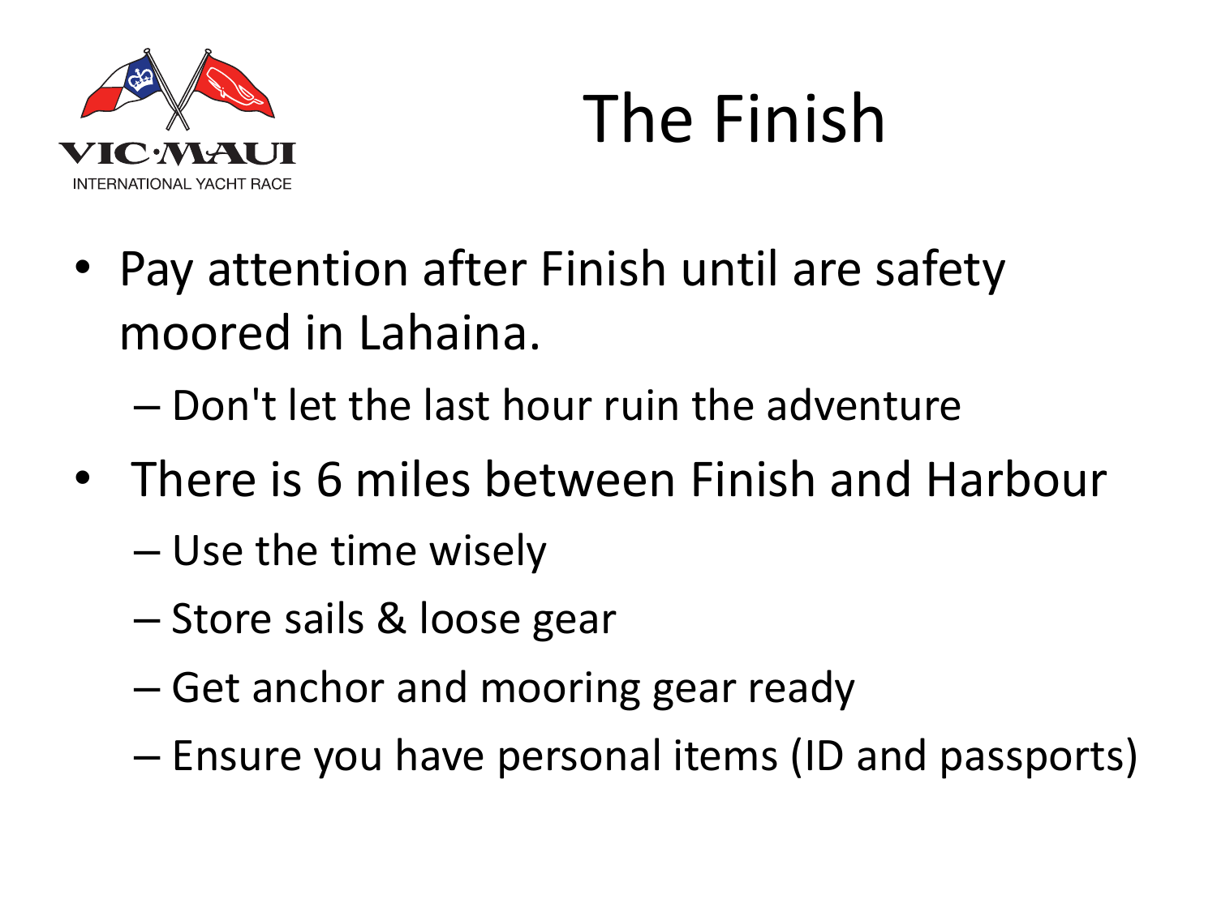VIC·MAUI
INTERNATIONAL YACHT RACE

# The Finish

- Pay attention after Finish until are safety moored in Lahaina.
  - Don't let the last hour ruin the adventure
- There is 6 miles between Finish and Harbour
  - Use the time wisely
  - Store sails & loose gear
  - Get anchor and mooring gear ready
  - Ensure you have personal items (ID and passports)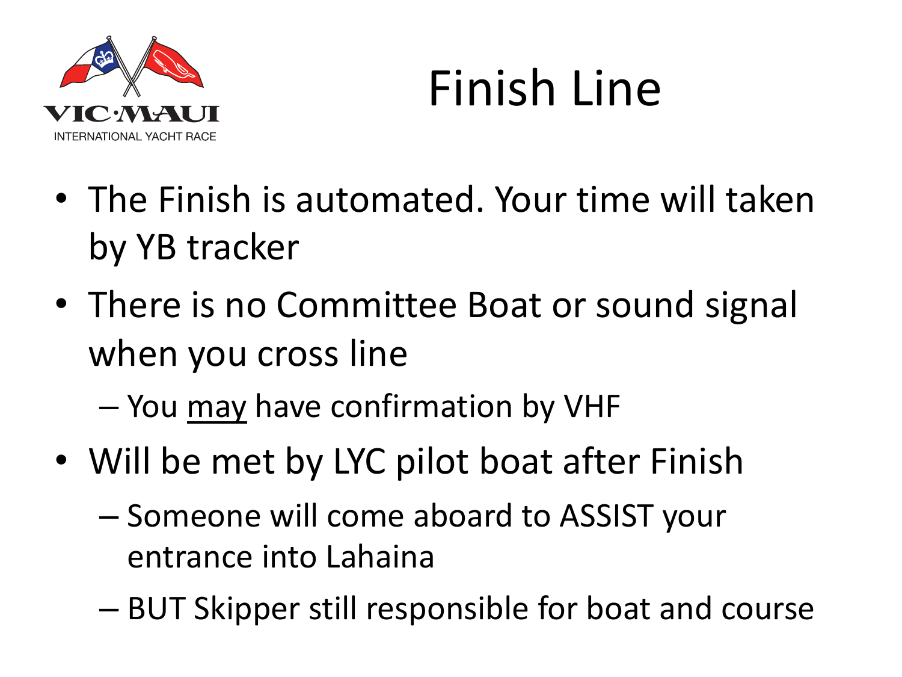# Finish Line

- The Finish is automated. Your time will taken by YB tracker
- There is no Committee Boat or sound signal when you cross line
  - You <u>may</u> have confirmation by VHF
- Will be met by LYC pilot boat after Finish
  - Someone will come aboard to ASSIST your entrance into Lahaina
  - BUT Skipper still responsible for boat and course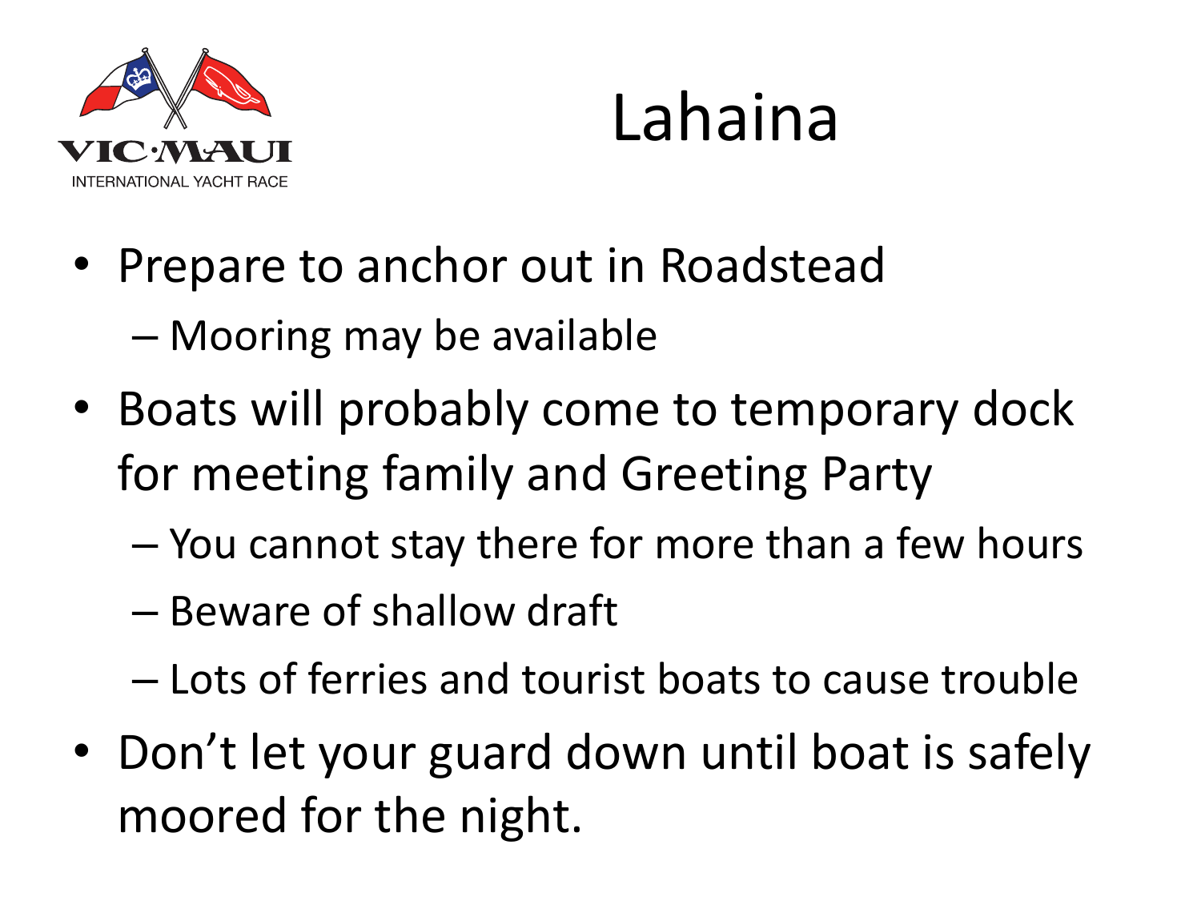# Lahaina

- Prepare to anchor out in Roadstead
  - Mooring may be available
- Boats will probably come to temporary dock for meeting family and Greeting Party
  - You cannot stay there for more than a few hours
  - Beware of shallow draft
  - Lots of ferries and tourist boats to cause trouble
- Don't let your guard down until boat is safely moored for the night.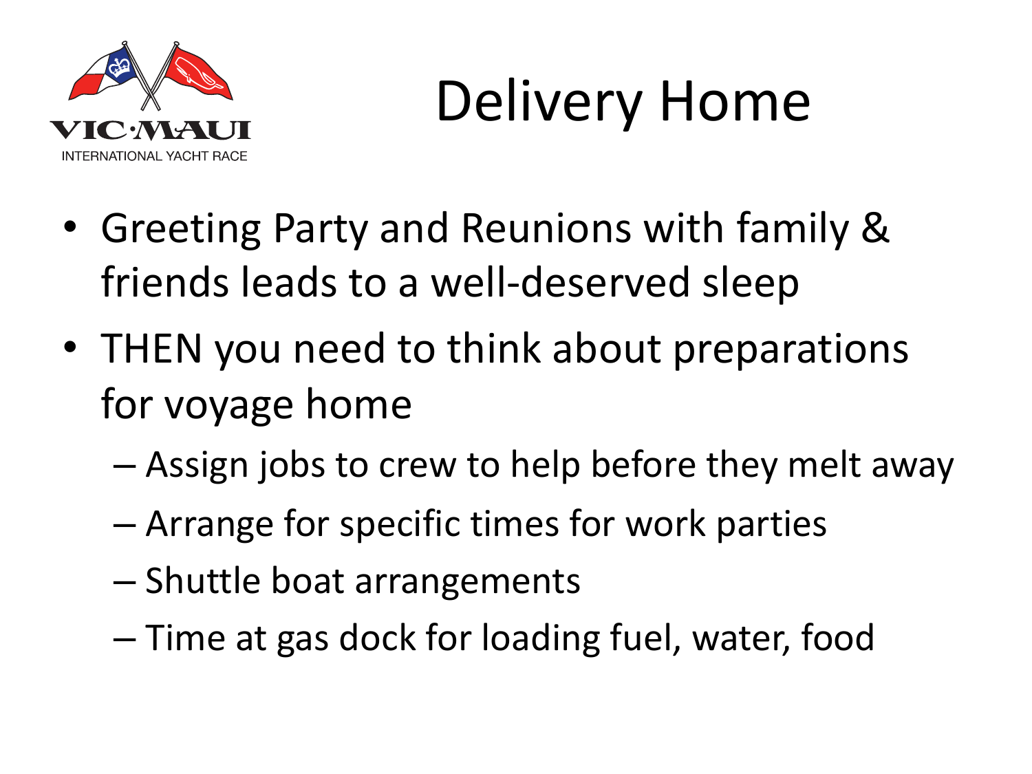# Delivery Home

- Greeting Party and Reunions with family & friends leads to a well-deserved sleep
- THEN you need to think about preparations for voyage home
  - Assign jobs to crew to help before they melt away
  - Arrange for specific times for work parties
  - Shuttle boat arrangements
  - Time at gas dock for loading fuel, water, food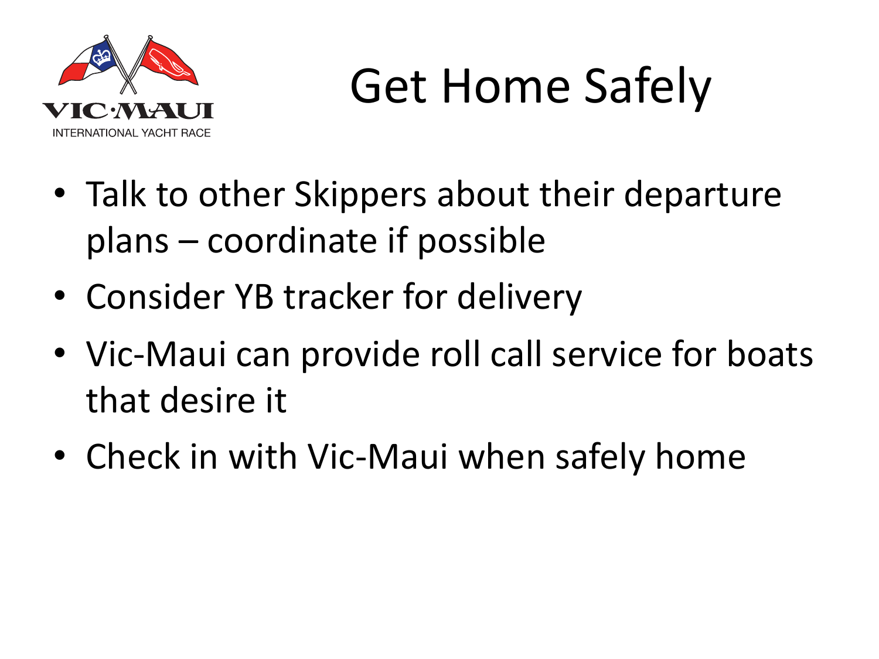VIC·MAUI
INTERNATIONAL YACHT RACE

# Get Home Safely

- Talk to other Skippers about their departure plans – coordinate if possible
- Consider YB tracker for delivery
- Vic-Maui can provide roll call service for boats that desire it
- Check in with Vic-Maui when safely home